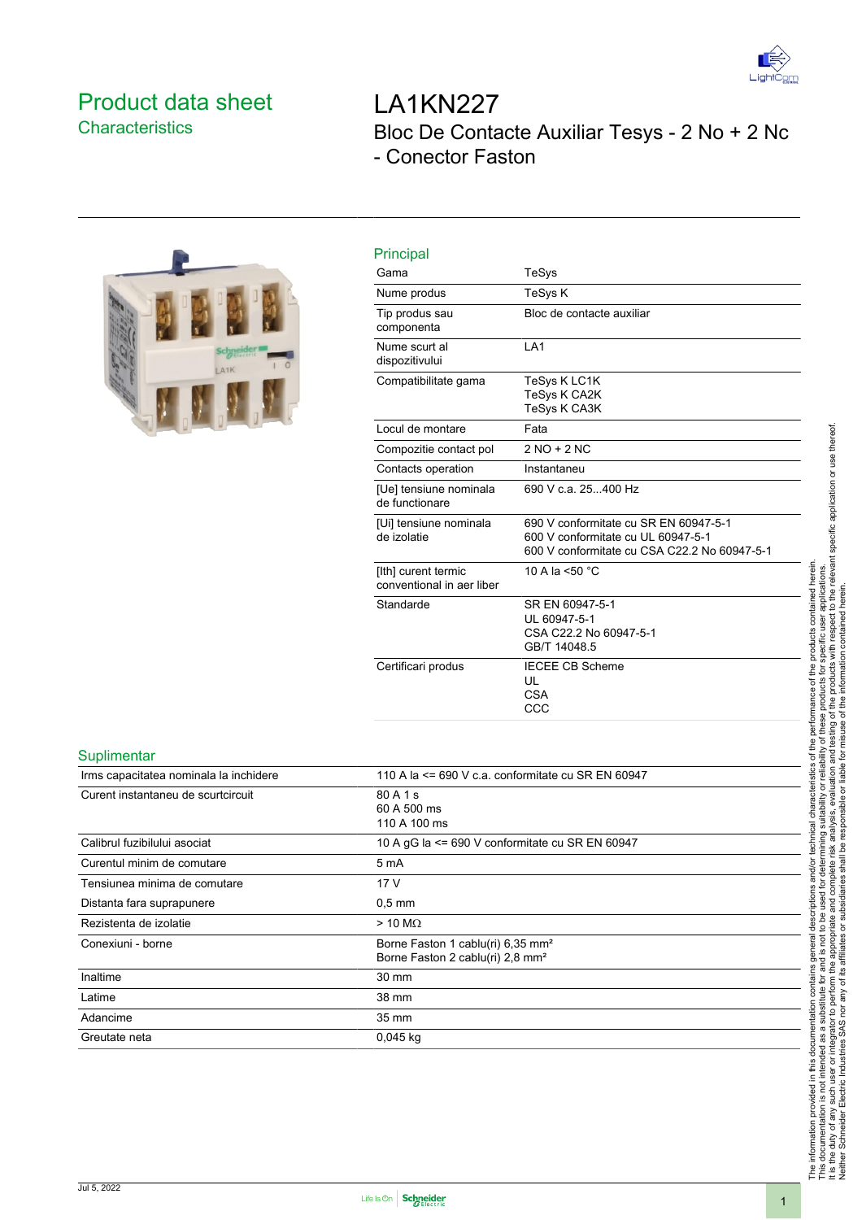# Product data sheet

## Characteristics

# LA1KN227

## Bloc De Contacte Auxiliar Tesys - 2 No + 2 Nc - Conector Faston

### Principal

| | |
|---|---|
| Gama | TeSys |
| Nume produs | TeSys K |
| Tip produs sau componenta | Bloc de contacte auxiliar |
| Nume scurt al dispozitivului | LA1 |
| Compatibilitate gama | TeSys K LC1K<br>TeSys K CA2K<br>TeSys K CA3K |
| Locul de montare | Fata |
| Compozitie contact pol | 2 NO + 2 NC |
| Contacts operation | Instantaneu |
| [Ue] tensiune nominala de functionare | 690 V c.a. 25...400 Hz |
| [Ui] tensiune nominala de izolatie | 690 V conformitate cu SR EN 60947-5-1<br>600 V conformitate cu UL 60947-5-1<br>600 V conformitate cu CSA C22.2 No 60947-5-1 |
| [Ith] curent termic conventional in aer liber | 10 A la <50 °C |
| Standarde | SR EN 60947-5-1<br>UL 60947-5-1<br>CSA C22.2 No 60947-5-1<br>GB/T 14048.5 |
| Certificari produs | IECEE CB Scheme<br>UL<br>CSA<br>CCC |

### Suplimentar

| | |
|---|---|
| Irms capacitatea nominala la inchidere | 110 A la <= 690 V c.a. conformitate cu SR EN 60947 |
| Curent instantaneu de scurtcircuit | 80 A 1 s<br>60 A 500 ms<br>110 A 100 ms |
| Calibrul fuzibilului asociat | 10 A gG la <= 690 V conformitate cu SR EN 60947 |
| Curentul minim de comutare | 5 mA |
| Tensiunea minima de comutare | 17 V |
| Distanta fara suprapunere | 0,5 mm |
| Rezistenta de izolatie | > 10 MΩ |
| Conexiuni - borne | Borne Faston 1 cablu(ri) 6,35 mm²<br>Borne Faston 2 cablu(ri) 2,8 mm² |
| Inaltime | 30 mm |
| Latime | 38 mm |
| Adancime | 35 mm |
| Greutate neta | 0,045 kg |

The information provided in this documentation contains general descriptions and/or technical characteristics of the performance of the products contained herein. This documentation is not intended as a substitute for and is not to be used for determining suitability or reliability of these products for specific user applications. It is the duty of any such user or integrator to perform the appropriate and complete risk analysis, evaluation and testing of the products with respect to the relevant specific application or use thereof. Neither Schneider Electric Industries SAS nor any of its affiliates or subsidiaries shall be responsible or liable for misuse of the information contained herein.

Jul 5, 2022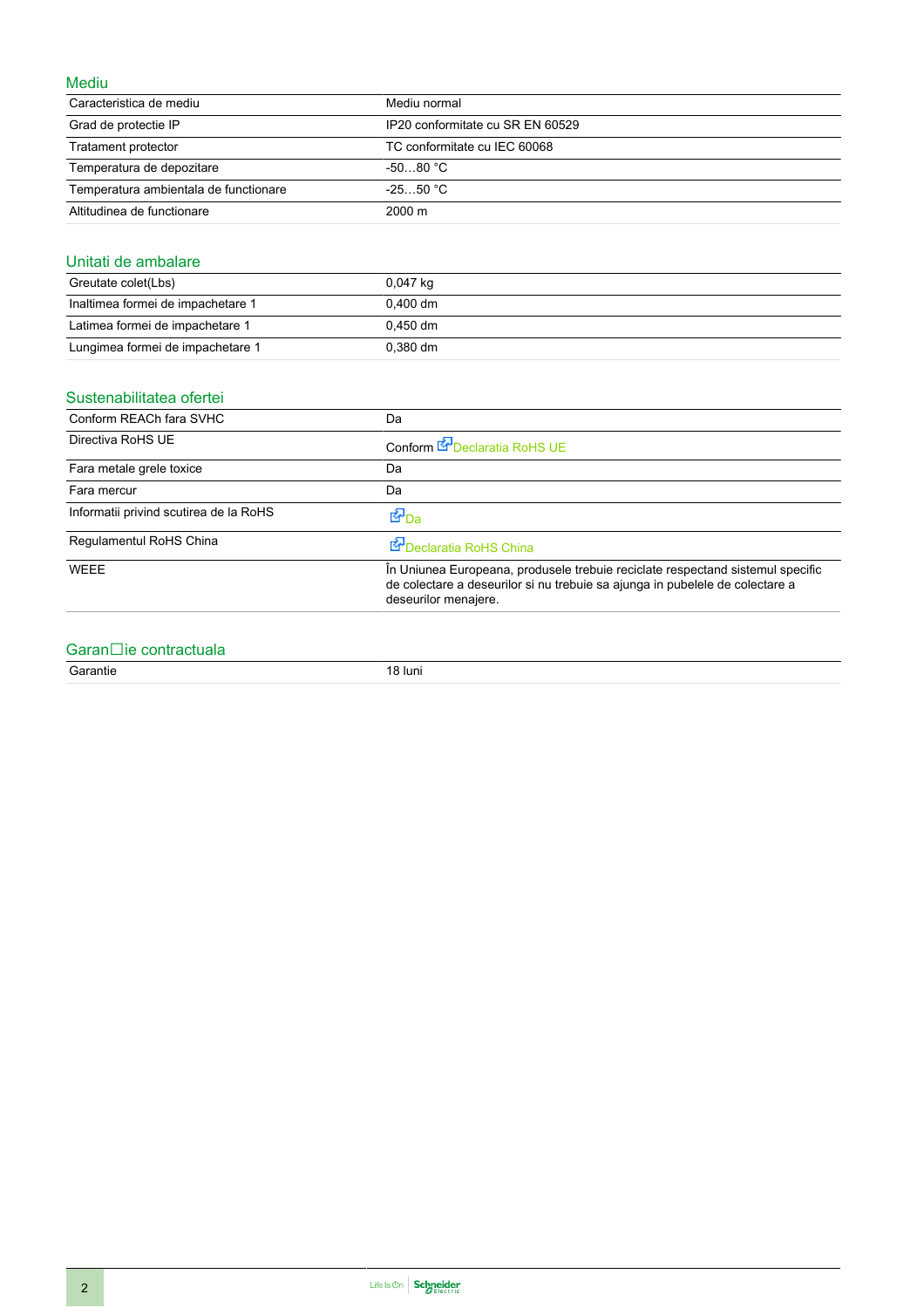## Mediu

| | |
|---|---|
| Caracteristica de mediu | Mediu normal |
| Grad de protectie IP | IP20 conformitate cu SR EN 60529 |
| Tratament protector | TC conformitate cu IEC 60068 |
| Temperatura de depozitare | -50…80 °C |
| Temperatura ambientala de functionare | -25…50 °C |
| Altitudinea de functionare | 2000 m |

## Unitati de ambalare

| | |
|---|---|
| Greutate colet(Lbs) | 0,047 kg |
| Inaltimea formei de impachetare 1 | 0,400 dm |
| Latimea formei de impachetare 1 | 0,450 dm |
| Lungimea formei de impachetare 1 | 0,380 dm |

## Sustenabilitatea ofertei

| | |
|---|---|
| Conform REACh fara SVHC | Da |
| Directiva RoHS UE | Conform Declaratia RoHS UE |
| Fara metale grele toxice | Da |
| Fara mercur | Da |
| Informatii privind scutirea de la RoHS | Da |
| Regulamentul RoHS China | Declaratia RoHS China |
| WEEE | În Uniunea Europeana, produsele trebuie reciclate respectand sistemul specific de colectare a deseurilor si nu trebuie sa ajunga in pubelele de colectare a deseurilor menajere. |

## Garanție contractuala

| | |
|---|---|
| Garantie | 18 luni |